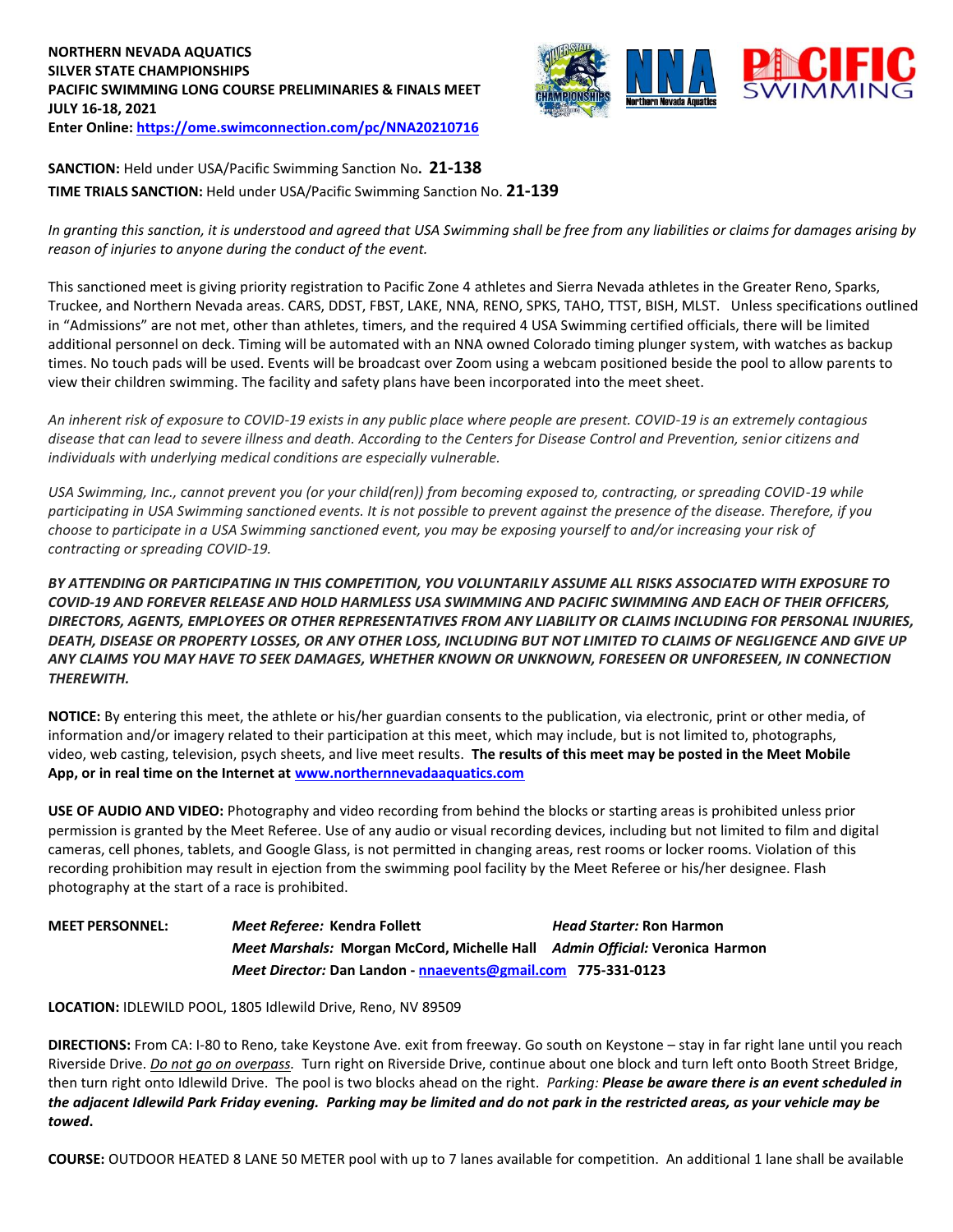**NORTHERN NEVADA AQUATICS**
**SILVER STATE CHAMPIONSHIPS**
**PACIFIC SWIMMING LONG COURSE PRELIMINARIES & FINALS MEET**
**JULY 16-18, 2021**
**Enter Online: [https://ome.swimconnection.com/pc/NNA20210716](https://ome.swimconnection.com/pc/NNA20210716)**

**SANCTION:** Held under USA/Pacific Swimming Sanction No**. 21-138**
**TIME TRIALS SANCTION:** Held under USA/Pacific Swimming Sanction No. **21-139**

*In granting this sanction, it is understood and agreed that USA Swimming shall be free from any liabilities or claims for damages arising by reason of injuries to anyone during the conduct of the event.*

This sanctioned meet is giving priority registration to Pacific Zone 4 athletes and Sierra Nevada athletes in the Greater Reno, Sparks, Truckee, and Northern Nevada areas. CARS, DDST, FBST, LAKE, NNA, RENO, SPKS, TAHO, TTST, BISH, MLST. Unless specifications outlined in "Admissions" are not met, other than athletes, timers, and the required 4 USA Swimming certified officials, there will be limited additional personnel on deck. Timing will be automated with an NNA owned Colorado timing plunger system, with watches as backup times. No touch pads will be used. Events will be broadcast over Zoom using a webcam positioned beside the pool to allow parents to view their children swimming. The facility and safety plans have been incorporated into the meet sheet.

*An inherent risk of exposure to COVID-19 exists in any public place where people are present. COVID-19 is an extremely contagious disease that can lead to severe illness and death. According to the Centers for Disease Control and Prevention, senior citizens and individuals with underlying medical conditions are especially vulnerable.*

*USA Swimming, Inc., cannot prevent you (or your child(ren)) from becoming exposed to, contracting, or spreading COVID-19 while participating in USA Swimming sanctioned events. It is not possible to prevent against the presence of the disease. Therefore, if you choose to participate in a USA Swimming sanctioned event, you may be exposing yourself to and/or increasing your risk of contracting or spreading COVID-19.*

***BY ATTENDING OR PARTICIPATING IN THIS COMPETITION, YOU VOLUNTARILY ASSUME ALL RISKS ASSOCIATED WITH EXPOSURE TO COVID-19 AND FOREVER RELEASE AND HOLD HARMLESS USA SWIMMING AND PACIFIC SWIMMING AND EACH OF THEIR OFFICERS, DIRECTORS, AGENTS, EMPLOYEES OR OTHER REPRESENTATIVES FROM ANY LIABILITY OR CLAIMS INCLUDING FOR PERSONAL INJURIES, DEATH, DISEASE OR PROPERTY LOSSES, OR ANY OTHER LOSS, INCLUDING BUT NOT LIMITED TO CLAIMS OF NEGLIGENCE AND GIVE UP ANY CLAIMS YOU MAY HAVE TO SEEK DAMAGES, WHETHER KNOWN OR UNKNOWN, FORESEEN OR UNFORESEEN, IN CONNECTION THEREWITH.***

**NOTICE:** By entering this meet, the athlete or his/her guardian consents to the publication, via electronic, print or other media, of information and/or imagery related to their participation at this meet, which may include, but is not limited to, photographs, video, web casting, television, psych sheets, and live meet results. **The results of this meet may be posted in the Meet Mobile App, or in real time on the Internet at [www.northernnevadaaquatics.com](www.northernnevadaaquatics.com)**

**USE OF AUDIO AND VIDEO:** Photography and video recording from behind the blocks or starting areas is prohibited unless prior permission is granted by the Meet Referee. Use of any audio or visual recording devices, including but not limited to film and digital cameras, cell phones, tablets, and Google Glass, is not permitted in changing areas, rest rooms or locker rooms. Violation of this recording prohibition may result in ejection from the swimming pool facility by the Meet Referee or his/her designee. Flash photography at the start of a race is prohibited.

**MEET PERSONNEL:**
*Meet Referee:* **Kendra Follett**
*Head Starter:* **Ron Harmon**
*Meet Marshals:* **Morgan McCord, Michelle Hall**
*Admin Official:* **Veronica Harmon**
*Meet Director:* **Dan Landon - [nnaevents@gmail.com](mailto:nnaevents@gmail.com) 775-331-0123**

**LOCATION:** IDLEWILD POOL, 1805 Idlewild Drive, Reno, NV 89509

**DIRECTIONS:** From CA: I-80 to Reno, take Keystone Ave. exit from freeway. Go south on Keystone – stay in far right lane until you reach Riverside Drive. *Do not go on overpass.* Turn right on Riverside Drive, continue about one block and turn left onto Booth Street Bridge, then turn right onto Idlewild Drive. The pool is two blocks ahead on the right. *Parking:* ***Please be aware there is an event scheduled in the adjacent Idlewild Park Friday evening. Parking may be limited and do not park in the restricted areas, as your vehicle may be towed.***

**COURSE:** OUTDOOR HEATED 8 LANE 50 METER pool with up to 7 lanes available for competition. An additional 1 lane shall be available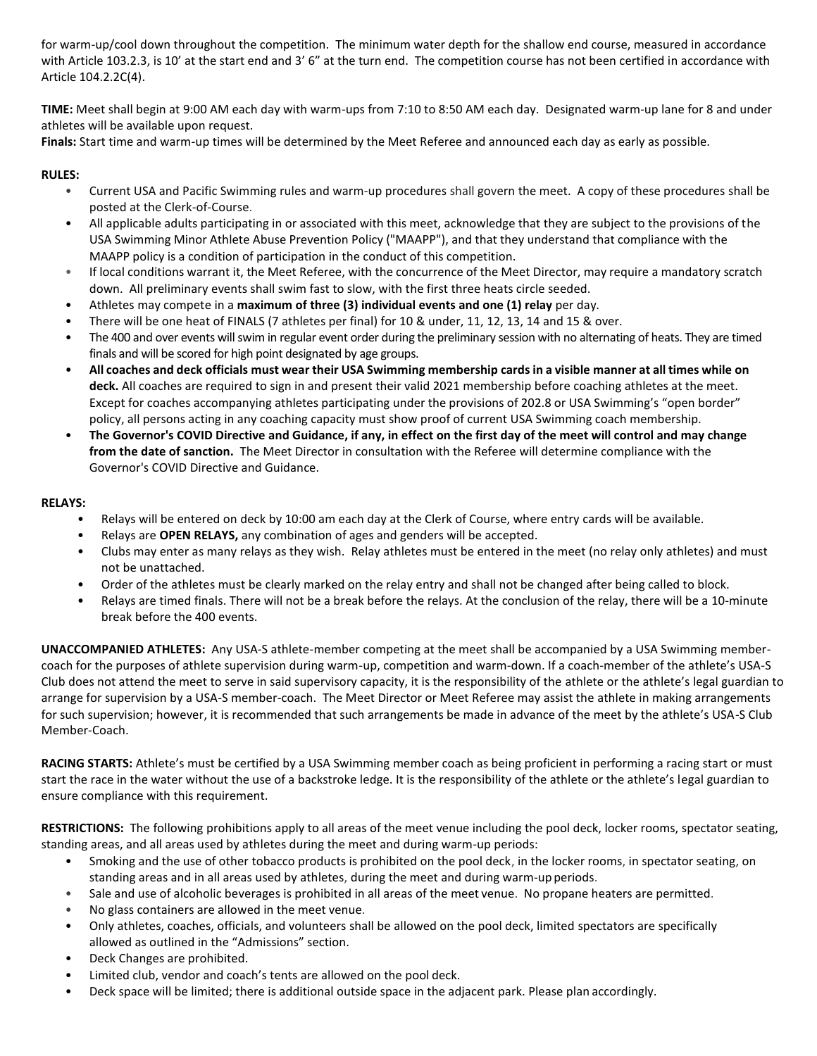for warm-up/cool down throughout the competition. The minimum water depth for the shallow end course, measured in accordance with Article 103.2.3, is 10' at the start end and 3' 6" at the turn end. The competition course has not been certified in accordance with Article 104.2.2C(4).

**TIME:** Meet shall begin at 9:00 AM each day with warm-ups from 7:10 to 8:50 AM each day. Designated warm-up lane for 8 and under athletes will be available upon request.
**Finals:** Start time and warm-up times will be determined by the Meet Referee and announced each day as early as possible.

**RULES:**

- Current USA and Pacific Swimming rules and warm-up procedures shall govern the meet. A copy of these procedures shall be posted at the Clerk-of-Course.
- All applicable adults participating in or associated with this meet, acknowledge that they are subject to the provisions of the USA Swimming Minor Athlete Abuse Prevention Policy ("MAAPP"), and that they understand that compliance with the MAAPP policy is a condition of participation in the conduct of this competition.
- If local conditions warrant it, the Meet Referee, with the concurrence of the Meet Director, may require a mandatory scratch down. All preliminary events shall swim fast to slow, with the first three heats circle seeded.
- Athletes may compete in a **maximum of three (3) individual events and one (1) relay** per day.
- There will be one heat of FINALS (7 athletes per final) for 10 & under, 11, 12, 13, 14 and 15 & over.
- The 400 and over events will swim in regular event order during the preliminary session with no alternating of heats. They are timed finals and will be scored for high point designated by age groups.
- **All coaches and deck officials must wear their USA Swimming membership cards in a visible manner at all times while on deck.** All coaches are required to sign in and present their valid 2021 membership before coaching athletes at the meet. Except for coaches accompanying athletes participating under the provisions of 202.8 or USA Swimming's "open border" policy, all persons acting in any coaching capacity must show proof of current USA Swimming coach membership.
- **The Governor's COVID Directive and Guidance, if any, in effect on the first day of the meet will control and may change from the date of sanction.** The Meet Director in consultation with the Referee will determine compliance with the Governor's COVID Directive and Guidance.

**RELAYS:**

- Relays will be entered on deck by 10:00 am each day at the Clerk of Course, where entry cards will be available.
- Relays are **OPEN RELAYS,** any combination of ages and genders will be accepted.
- Clubs may enter as many relays as they wish. Relay athletes must be entered in the meet (no relay only athletes) and must not be unattached.
- Order of the athletes must be clearly marked on the relay entry and shall not be changed after being called to block.
- Relays are timed finals. There will not be a break before the relays. At the conclusion of the relay, there will be a 10-minute break before the 400 events.

**UNACCOMPANIED ATHLETES:** Any USA-S athlete-member competing at the meet shall be accompanied by a USA Swimming member-coach for the purposes of athlete supervision during warm-up, competition and warm-down. If a coach-member of the athlete's USA-S Club does not attend the meet to serve in said supervisory capacity, it is the responsibility of the athlete or the athlete's legal guardian to arrange for supervision by a USA-S member-coach. The Meet Director or Meet Referee may assist the athlete in making arrangements for such supervision; however, it is recommended that such arrangements be made in advance of the meet by the athlete's USA-S Club Member-Coach.

**RACING STARTS:** Athlete's must be certified by a USA Swimming member coach as being proficient in performing a racing start or must start the race in the water without the use of a backstroke ledge. It is the responsibility of the athlete or the athlete's legal guardian to ensure compliance with this requirement.

**RESTRICTIONS:** The following prohibitions apply to all areas of the meet venue including the pool deck, locker rooms, spectator seating, standing areas, and all areas used by athletes during the meet and during warm-up periods:

- Smoking and the use of other tobacco products is prohibited on the pool deck, in the locker rooms, in spectator seating, on standing areas and in all areas used by athletes, during the meet and during warm-up periods.
- Sale and use of alcoholic beverages is prohibited in all areas of the meet venue. No propane heaters are permitted.
- No glass containers are allowed in the meet venue.
- Only athletes, coaches, officials, and volunteers shall be allowed on the pool deck, limited spectators are specifically allowed as outlined in the "Admissions" section.
- Deck Changes are prohibited.
- Limited club, vendor and coach's tents are allowed on the pool deck.
- Deck space will be limited; there is additional outside space in the adjacent park. Please plan accordingly.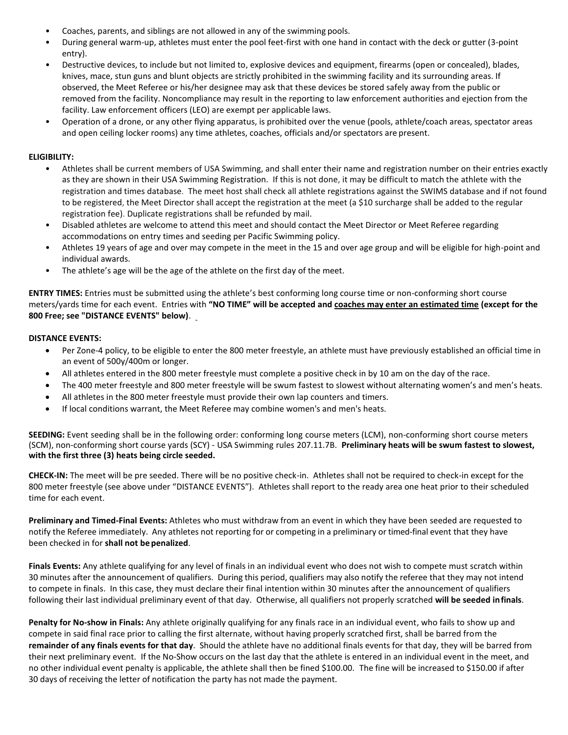- Coaches, parents, and siblings are not allowed in any of the swimming pools.
- During general warm-up, athletes must enter the pool feet-first with one hand in contact with the deck or gutter (3-point entry).
- Destructive devices, to include but not limited to, explosive devices and equipment, firearms (open or concealed), blades, knives, mace, stun guns and blunt objects are strictly prohibited in the swimming facility and its surrounding areas. If observed, the Meet Referee or his/her designee may ask that these devices be stored safely away from the public or removed from the facility. Noncompliance may result in the reporting to law enforcement authorities and ejection from the facility. Law enforcement officers (LEO) are exempt per applicable laws.
- Operation of a drone, or any other flying apparatus, is prohibited over the venue (pools, athlete/coach areas, spectator areas and open ceiling locker rooms) any time athletes, coaches, officials and/or spectators are present.

**ELIGIBILITY:**

- Athletes shall be current members of USA Swimming, and shall enter their name and registration number on their entries exactly as they are shown in their USA Swimming Registration. If this is not done, it may be difficult to match the athlete with the registration and times database. The meet host shall check all athlete registrations against the SWIMS database and if not found to be registered, the Meet Director shall accept the registration at the meet (a $10 surcharge shall be added to the regular registration fee). Duplicate registrations shall be refunded by mail.
- Disabled athletes are welcome to attend this meet and should contact the Meet Director or Meet Referee regarding accommodations on entry times and seeding per Pacific Swimming policy.
- Athletes 19 years of age and over may compete in the meet in the 15 and over age group and will be eligible for high-point and individual awards.
- The athlete's age will be the age of the athlete on the first day of the meet.

**ENTRY TIMES:** Entries must be submitted using the athlete's best conforming long course time or non-conforming short course meters/yards time for each event. Entries with **"NO TIME" will be accepted and <u>coaches may enter an estimated time</u> (except for the 800 Free; see "DISTANCE EVENTS" below)**.

**DISTANCE EVENTS:**

- Per Zone-4 policy, to be eligible to enter the 800 meter freestyle, an athlete must have previously established an official time in an event of 500y/400m or longer.
- All athletes entered in the 800 meter freestyle must complete a positive check in by 10 am on the day of the race.
- The 400 meter freestyle and 800 meter freestyle will be swum fastest to slowest without alternating women's and men's heats.
- All athletes in the 800 meter freestyle must provide their own lap counters and timers.
- If local conditions warrant, the Meet Referee may combine women's and men's heats.

**SEEDING:** Event seeding shall be in the following order: conforming long course meters (LCM), non-conforming short course meters (SCM), non-conforming short course yards (SCY) - USA Swimming rules 207.11.7B. **Preliminary heats will be swum fastest to slowest, with the first three (3) heats being circle seeded.**

**CHECK-IN:** The meet will be pre seeded. There will be no positive check-in. Athletes shall not be required to check-in except for the 800 meter freestyle (see above under "DISTANCE EVENTS"). Athletes shall report to the ready area one heat prior to their scheduled time for each event.

**Preliminary and Timed-Final Events:** Athletes who must withdraw from an event in which they have been seeded are requested to notify the Referee immediately. Any athletes not reporting for or competing in a preliminary or timed-final event that they have been checked in for **shall not be penalized**.

**Finals Events:** Any athlete qualifying for any level of finals in an individual event who does not wish to compete must scratch within 30 minutes after the announcement of qualifiers. During this period, qualifiers may also notify the referee that they may not intend to compete in finals. In this case, they must declare their final intention within 30 minutes after the announcement of qualifiers following their last individual preliminary event of that day. Otherwise, all qualifiers not properly scratched **will be seeded in finals**.

**Penalty for No-show in Finals:** Any athlete originally qualifying for any finals race in an individual event, who fails to show up and compete in said final race prior to calling the first alternate, without having properly scratched first, shall be barred from the **remainder of any finals events for that day**. Should the athlete have no additional finals events for that day, they will be barred from their next preliminary event. If the No-Show occurs on the last day that the athlete is entered in an individual event in the meet, and no other individual event penalty is applicable, the athlete shall then be fined $100.00. The fine will be increased to $150.00 if after 30 days of receiving the letter of notification the party has not made the payment.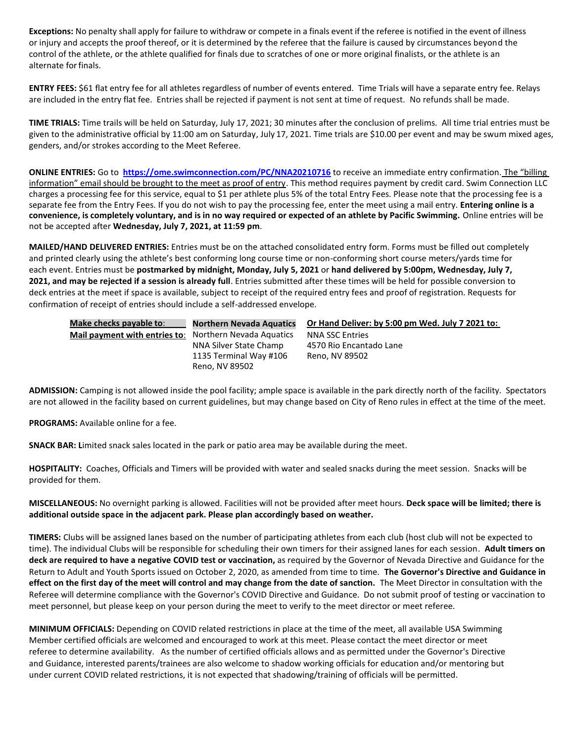**Exceptions:** No penalty shall apply for failure to withdraw or compete in a finals event if the referee is notified in the event of illness or injury and accepts the proof thereof, or it is determined by the referee that the failure is caused by circumstances beyond the control of the athlete, or the athlete qualified for finals due to scratches of one or more original finalists, or the athlete is an alternate for finals.

**ENTRY FEES:** $61 flat entry fee for all athletes regardless of number of events entered. Time Trials will have a separate entry fee. Relays are included in the entry flat fee. Entries shall be rejected if payment is not sent at time of request. No refunds shall be made.

**TIME TRIALS:** Time trails will be held on Saturday, July 17, 2021; 30 minutes after the conclusion of prelims. All time trial entries must be given to the administrative official by 11:00 am on Saturday, July 17, 2021. Time trials are $10.00 per event and may be swum mixed ages, genders, and/or strokes according to the Meet Referee.

**ONLINE ENTRIES:** Go to **https://ome.swimconnection.com/PC/NNA20210716** to receive an immediate entry confirmation. The "billing information" email should be brought to the meet as proof of entry. This method requires payment by credit card. Swim Connection LLC charges a processing fee for this service, equal to $1 per athlete plus 5% of the total Entry Fees. Please note that the processing fee is a separate fee from the Entry Fees. If you do not wish to pay the processing fee, enter the meet using a mail entry. **Entering online is a convenience, is completely voluntary, and is in no way required or expected of an athlete by Pacific Swimming.** Online entries will be not be accepted after **Wednesday, July 7, 2021, at 11:59 pm**.

**MAILED/HAND DELIVERED ENTRIES:** Entries must be on the attached consolidated entry form. Forms must be filled out completely and printed clearly using the athlete's best conforming long course time or non-conforming short course meters/yards time for each event. Entries must be **postmarked by midnight, Monday, July 5, 2021** or **hand delivered by 5:00pm, Wednesday, July 7, 2021, and may be rejected if a session is already full**. Entries submitted after these times will be held for possible conversion to deck entries at the meet if space is available, subject to receipt of the required entry fees and proof of registration. Requests for confirmation of receipt of entries should include a self-addressed envelope.

| **Make checks payable to**: | **Northern Nevada Aquatics** | **Or Hand Deliver: by 5:00 pm Wed. July 7 2021 to:** |
|---|---|---|
| **Mail payment with entries to**: | Northern Nevada Aquatics<br>NNA Silver State Champ<br>1135 Terminal Way #106<br>Reno, NV 89502 | NNA SSC Entries<br>4570 Rio Encantado Lane<br>Reno, NV 89502 |

**ADMISSION:** Camping is not allowed inside the pool facility; ample space is available in the park directly north of the facility. Spectators are not allowed in the facility based on current guidelines, but may change based on City of Reno rules in effect at the time of the meet.

**PROGRAMS:** Available online for a fee.

**SNACK BAR: L**imited snack sales located in the park or patio area may be available during the meet.

**HOSPITALITY:** Coaches, Officials and Timers will be provided with water and sealed snacks during the meet session. Snacks will be provided for them.

**MISCELLANEOUS:** No overnight parking is allowed. Facilities will not be provided after meet hours. **Deck space will be limited; there is additional outside space in the adjacent park. Please plan accordingly based on weather.**

**TIMERS:** Clubs will be assigned lanes based on the number of participating athletes from each club (host club will not be expected to time). The individual Clubs will be responsible for scheduling their own timers for their assigned lanes for each session. **Adult timers on deck are required to have a negative COVID test or vaccination,** as required by the Governor of Nevada Directive and Guidance for the Return to Adult and Youth Sports issued on October 2, 2020, as amended from time to time. **The Governor's Directive and Guidance in effect on the first day of the meet will control and may change from the date of sanction.** The Meet Director in consultation with the Referee will determine compliance with the Governor's COVID Directive and Guidance. Do not submit proof of testing or vaccination to meet personnel, but please keep on your person during the meet to verify to the meet director or meet referee.

**MINIMUM OFFICIALS:** Depending on COVID related restrictions in place at the time of the meet, all available USA Swimming Member certified officials are welcomed and encouraged to work at this meet. Please contact the meet director or meet referee to determine availability. As the number of certified officials allows and as permitted under the Governor's Directive and Guidance, interested parents/trainees are also welcome to shadow working officials for education and/or mentoring but under current COVID related restrictions, it is not expected that shadowing/training of officials will be permitted.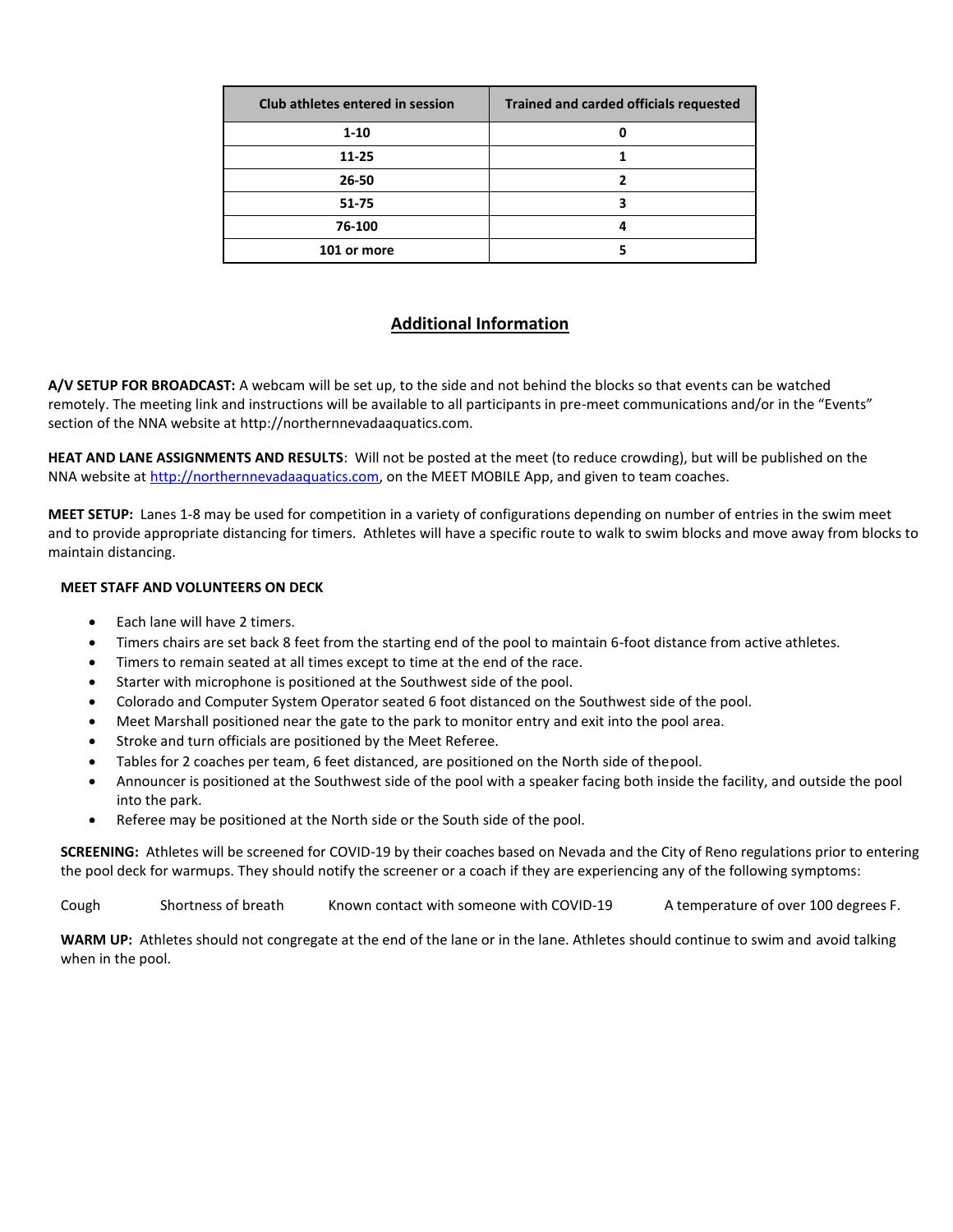| Club athletes entered in session | Trained and carded officials requested |
|---|---|
| 1-10 | 0 |
| 11-25 | 1 |
| 26-50 | 2 |
| 51-75 | 3 |
| 76-100 | 4 |
| 101 or more | 5 |

## Additional Information

**A/V SETUP FOR BROADCAST:** A webcam will be set up, to the side and not behind the blocks so that events can be watched remotely. The meeting link and instructions will be available to all participants in pre-meet communications and/or in the "Events" section of the NNA website at http://northernnevadaaquatics.com.

**HEAT AND LANE ASSIGNMENTS AND RESULTS**: Will not be posted at the meet (to reduce crowding), but will be published on the NNA website at http://northernnevadaaquatics.com, on the MEET MOBILE App, and given to team coaches.

**MEET SETUP:** Lanes 1-8 may be used for competition in a variety of configurations depending on number of entries in the swim meet and to provide appropriate distancing for timers. Athletes will have a specific route to walk to swim blocks and move away from blocks to maintain distancing.

**MEET STAFF AND VOLUNTEERS ON DECK**

- Each lane will have 2 timers.
- Timers chairs are set back 8 feet from the starting end of the pool to maintain 6-foot distance from active athletes.
- Timers to remain seated at all times except to time at the end of the race.
- Starter with microphone is positioned at the Southwest side of the pool.
- Colorado and Computer System Operator seated 6 foot distanced on the Southwest side of the pool.
- Meet Marshall positioned near the gate to the park to monitor entry and exit into the pool area.
- Stroke and turn officials are positioned by the Meet Referee.
- Tables for 2 coaches per team, 6 feet distanced, are positioned on the North side of thepool.
- Announcer is positioned at the Southwest side of the pool with a speaker facing both inside the facility, and outside the pool into the park.
- Referee may be positioned at the North side or the South side of the pool.

**SCREENING:** Athletes will be screened for COVID-19 by their coaches based on Nevada and the City of Reno regulations prior to entering the pool deck for warmups. They should notify the screener or a coach if they are experiencing any of the following symptoms:

Cough    Shortness of breath    Known contact with someone with COVID-19    A temperature of over 100 degrees F.

**WARM UP:** Athletes should not congregate at the end of the lane or in the lane. Athletes should continue to swim and avoid talking when in the pool.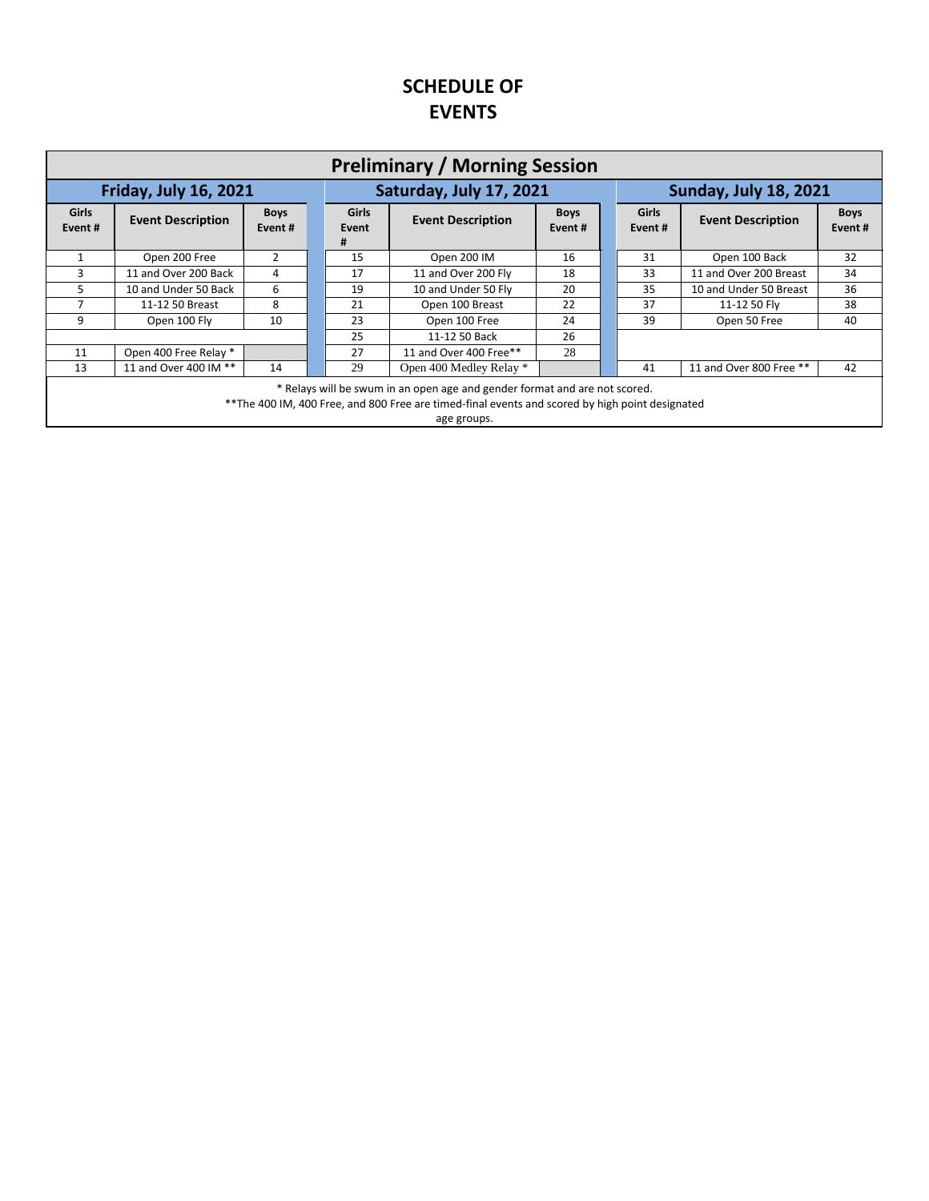# SCHEDULE OF EVENTS

| Preliminary / Morning Session | | | | | | | | |
|---|---|---|---|---|---|---|---|---|
| Friday, July 16, 2021 | | | Saturday, July 17, 2021 | | | Sunday, July 18, 2021 | | |
| Girls Event # | Event Description | Boys Event # | Girls Event # | Event Description | Boys Event # | Girls Event # | Event Description | Boys Event # |
| 1 | Open 200 Free | 2 | 15 | Open 200 IM | 16 | 31 | Open 100 Back | 32 |
| 3 | 11 and Over 200 Back | 4 | 17 | 11 and Over 200 Fly | 18 | 33 | 11 and Over 200 Breast | 34 |
| 5 | 10 and Under 50 Back | 6 | 19 | 10 and Under 50 Fly | 20 | 35 | 10 and Under 50 Breast | 36 |
| 7 | 11-12 50 Breast | 8 | 21 | Open 100 Breast | 22 | 37 | 11-12 50 Fly | 38 |
| 9 | Open 100 Fly | 10 | 23 | Open 100 Free | 24 | 39 | Open 50 Free | 40 |
| | | | 25 | 11-12 50 Back | 26 | | | |
| 11 | Open 400 Free Relay * | | 27 | 11 and Over 400 Free** | 28 | | | |
| 13 | 11 and Over 400 IM ** | 14 | 29 | Open 400 Medley Relay * | | 41 | 11 and Over 800 Free ** | 42 |

\* Relays will be swum in an open age and gender format and are not scored.
**The 400 IM, 400 Free, and 800 Free are timed-final events and scored by high point designated age groups.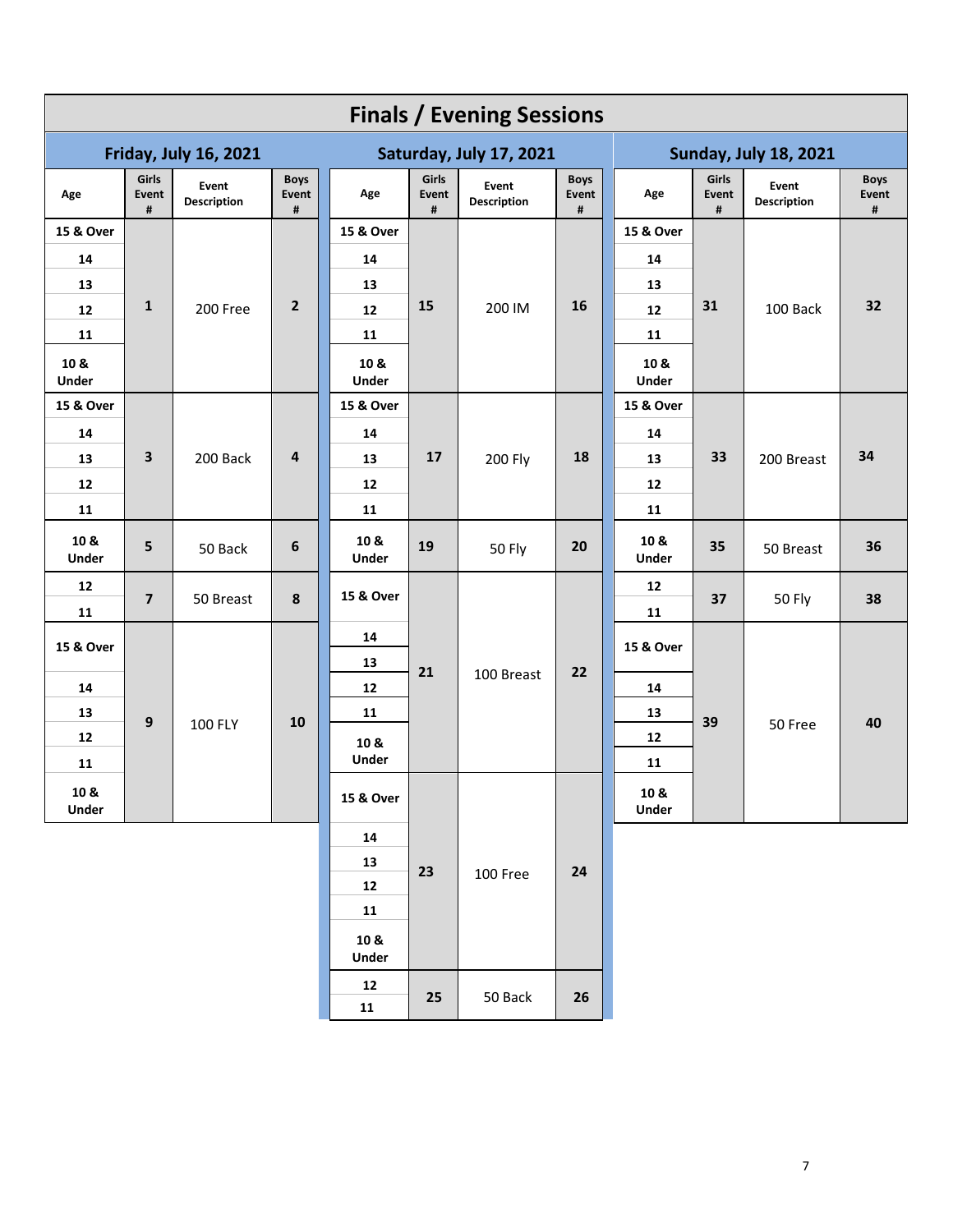# Finals / Evening Sessions

## Friday, July 16, 2021

| Age | Girls Event # | Event Description | Boys Event # |
|---|---|---|---|
| 15 & Over, 14, 13, 12, 11, 10 & Under | 1 | 200 Free | 2 |
| 15 & Over, 14, 13, 12, 11 | 3 | 200 Back | 4 |
| 10 & Under | 5 | 50 Back | 6 |
| 12, 11 | 7 | 50 Breast | 8 |
| 15 & Over, 14, 13, 12, 11, 10 & Under | 9 | 100 FLY | 10 |

## Saturday, July 17, 2021

| Age | Girls Event # | Event Description | Boys Event # |
|---|---|---|---|
| 15 & Over, 14, 13, 12, 11, 10 & Under | 15 | 200 IM | 16 |
| 15 & Over, 14, 13, 12, 11 | 17 | 200 Fly | 18 |
| 10 & Under | 19 | 50 Fly | 20 |
| 15 & Over, 14, 13, 12, 11, 10 & Under | 21 | 100 Breast | 22 |
| 15 & Over, 14, 13, 12, 11, 10 & Under | 23 | 100 Free | 24 |
| 12, 11 | 25 | 50 Back | 26 |

## Sunday, July 18, 2021

| Age | Girls Event # | Event Description | Boys Event # |
|---|---|---|---|
| 15 & Over, 14, 13, 12, 11, 10 & Under | 31 | 100 Back | 32 |
| 15 & Over, 14, 13, 12, 11 | 33 | 200 Breast | 34 |
| 10 & Under | 35 | 50 Breast | 36 |
| 12, 11 | 37 | 50 Fly | 38 |
| 15 & Over, 14, 13, 12, 11, 10 & Under | 39 | 50 Free | 40 |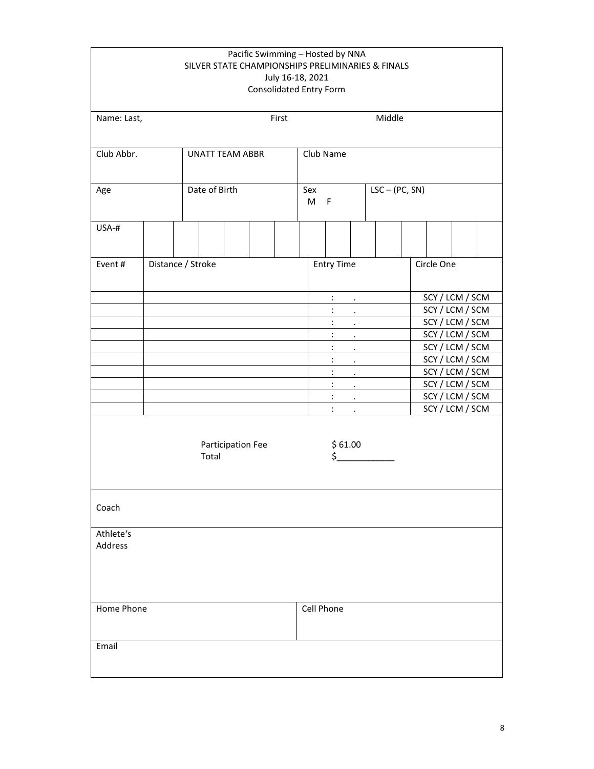Pacific Swimming – Hosted by NNA
SILVER STATE CHAMPIONSHIPS PRELIMINARIES & FINALS
July 16-18, 2021
Consolidated Entry Form

| | | |
|---|---|---|
| Name: Last, | First | Middle |

| | | | |
|---|---|---|---|
| Club Abbr. | UNATT TEAM ABBR | Club Name | |
| Age | Date of Birth | Sex M F | LSC – (PC, SN) |

| | | | | | | | | | | | | | | |
|---|---|---|---|---|---|---|---|---|---|---|---|---|---|---|
| USA-# | | | | | | | | | | | | | | |

| Event # | Distance / Stroke | Entry Time | Circle One |
|---|---|---|---|
| | | : . | SCY / LCM / SCM |
| | | : . | SCY / LCM / SCM |
| | | : . | SCY / LCM / SCM |
| | | : . | SCY / LCM / SCM |
| | | : . | SCY / LCM / SCM |
| | | : . | SCY / LCM / SCM |
| | | : . | SCY / LCM / SCM |
| | | : . | SCY / LCM / SCM |
| | | : . | SCY / LCM / SCM |
| | | : . | SCY / LCM / SCM |

Participation Fee $ 61.00
Total $____________

| | |
|---|---|
| Coach | |
| Athlete's Address | |

| | |
|---|---|
| Home Phone | Cell Phone |
| Email | |